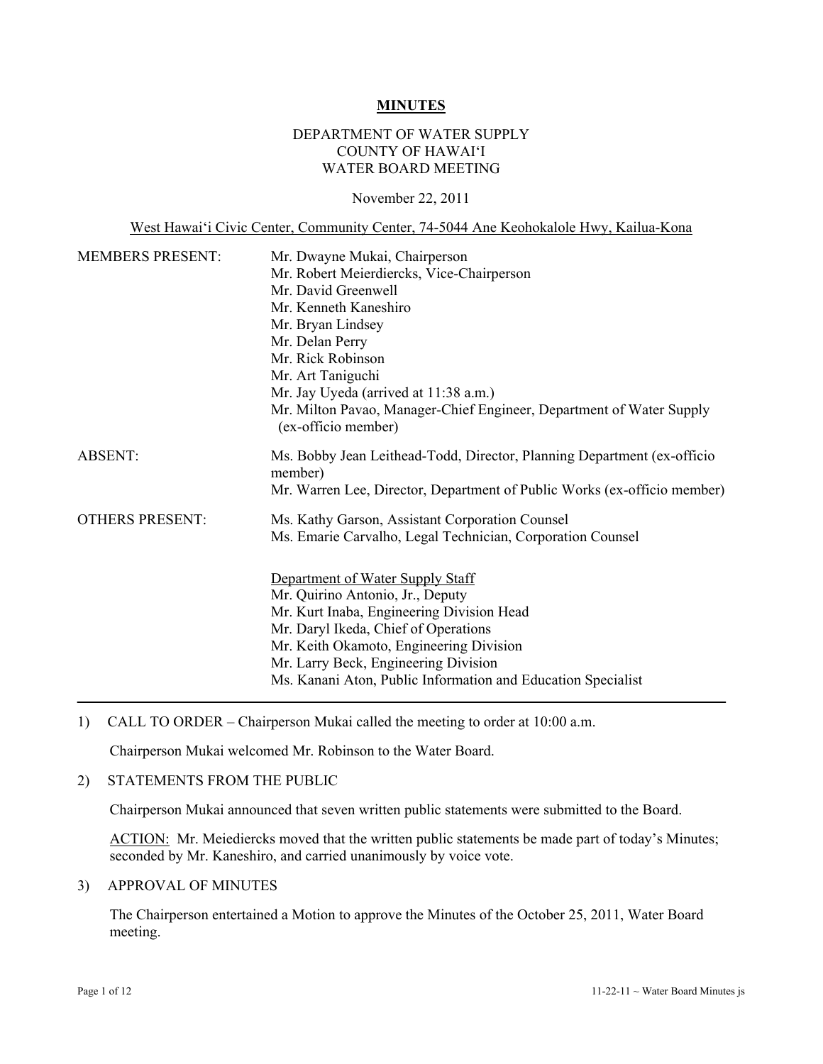**MINUTES**

DEPARTMENT OF WATER SUPPLY
COUNTY OF HAWAIʻI
WATER BOARD MEETING

November 22, 2011

West Hawaiʻi Civic Center, Community Center, 74-5044 Ane Keohokalole Hwy, Kailua-Kona

| | |
|---|---|
| MEMBERS PRESENT: | Mr. Dwayne Mukai, Chairperson<br>Mr. Robert Meierdiercks, Vice-Chairperson<br>Mr. David Greenwell<br>Mr. Kenneth Kaneshiro<br>Mr. Bryan Lindsey<br>Mr. Delan Perry<br>Mr. Rick Robinson<br>Mr. Art Taniguchi<br>Mr. Jay Uyeda (arrived at 11:38 a.m.)<br>Mr. Milton Pavao, Manager-Chief Engineer, Department of Water Supply (ex-officio member) |
| ABSENT: | Ms. Bobby Jean Leithead-Todd, Director, Planning Department (ex-officio member)<br>Mr. Warren Lee, Director, Department of Public Works (ex-officio member) |
| OTHERS PRESENT: | Ms. Kathy Garson, Assistant Corporation Counsel<br>Ms. Emarie Carvalho, Legal Technician, Corporation Counsel<br><br>Department of Water Supply Staff<br>Mr. Quirino Antonio, Jr., Deputy<br>Mr. Kurt Inaba, Engineering Division Head<br>Mr. Daryl Ikeda, Chief of Operations<br>Mr. Keith Okamoto, Engineering Division<br>Mr. Larry Beck, Engineering Division<br>Ms. Kanani Aton, Public Information and Education Specialist |

---

1) CALL TO ORDER – Chairperson Mukai called the meeting to order at 10:00 a.m.

   Chairperson Mukai welcomed Mr. Robinson to the Water Board.

2) STATEMENTS FROM THE PUBLIC

   Chairperson Mukai announced that seven written public statements were submitted to the Board.

   ACTION: Mr. Meiediercks moved that the written public statements be made part of today's Minutes; seconded by Mr. Kaneshiro, and carried unanimously by voice vote.

3) APPROVAL OF MINUTES

   The Chairperson entertained a Motion to approve the Minutes of the October 25, 2011, Water Board meeting.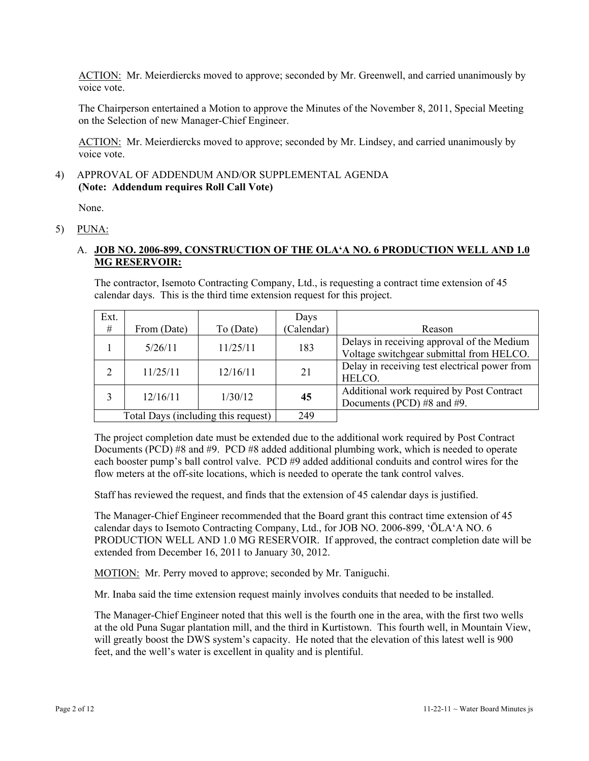ACTION: Mr. Meierdiercks moved to approve; seconded by Mr. Greenwell, and carried unanimously by voice vote.

The Chairperson entertained a Motion to approve the Minutes of the November 8, 2011, Special Meeting on the Selection of new Manager-Chief Engineer.

ACTION: Mr. Meierdiercks moved to approve; seconded by Mr. Lindsey, and carried unanimously by voice vote.

4) APPROVAL OF ADDENDUM AND/OR SUPPLEMENTAL AGENDA
**(Note: Addendum requires Roll Call Vote)**

None.

5) PUNA:

A. **JOB NO. 2006-899, CONSTRUCTION OF THE OLA'A NO. 6 PRODUCTION WELL AND 1.0 MG RESERVOIR:**

The contractor, Isemoto Contracting Company, Ltd., is requesting a contract time extension of 45 calendar days. This is the third time extension request for this project.

| Ext. # | From (Date) | To (Date) | Days (Calendar) | Reason |
|---|---|---|---|---|
| 1 | 5/26/11 | 11/25/11 | 183 | Delays in receiving approval of the Medium Voltage switchgear submittal from HELCO. |
| 2 | 11/25/11 | 12/16/11 | 21 | Delay in receiving test electrical power from HELCO. |
| 3 | 12/16/11 | 1/30/12 | **45** | Additional work required by Post Contract Documents (PCD) #8 and #9. |
| Total Days (including this request) | | | 249 | |

The project completion date must be extended due to the additional work required by Post Contract Documents (PCD) #8 and #9. PCD #8 added additional plumbing work, which is needed to operate each booster pump's ball control valve. PCD #9 added additional conduits and control wires for the flow meters at the off-site locations, which is needed to operate the tank control valves.

Staff has reviewed the request, and finds that the extension of 45 calendar days is justified.

The Manager-Chief Engineer recommended that the Board grant this contract time extension of 45 calendar days to Isemoto Contracting Company, Ltd., for JOB NO. 2006-899, 'ŌLA'A NO. 6 PRODUCTION WELL AND 1.0 MG RESERVOIR. If approved, the contract completion date will be extended from December 16, 2011 to January 30, 2012.

MOTION: Mr. Perry moved to approve; seconded by Mr. Taniguchi.

Mr. Inaba said the time extension request mainly involves conduits that needed to be installed.

The Manager-Chief Engineer noted that this well is the fourth one in the area, with the first two wells at the old Puna Sugar plantation mill, and the third in Kurtistown. This fourth well, in Mountain View, will greatly boost the DWS system's capacity. He noted that the elevation of this latest well is 900 feet, and the well's water is excellent in quality and is plentiful.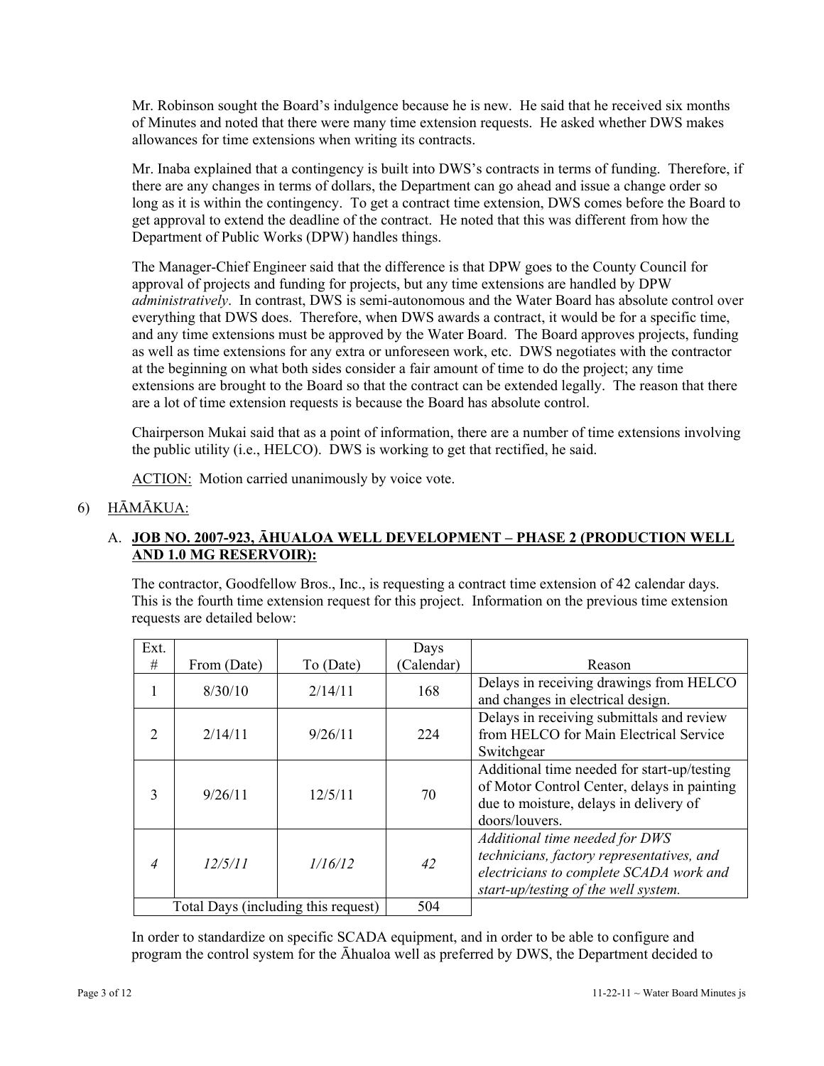Mr. Robinson sought the Board's indulgence because he is new. He said that he received six months of Minutes and noted that there were many time extension requests. He asked whether DWS makes allowances for time extensions when writing its contracts.

Mr. Inaba explained that a contingency is built into DWS's contracts in terms of funding. Therefore, if there are any changes in terms of dollars, the Department can go ahead and issue a change order so long as it is within the contingency. To get a contract time extension, DWS comes before the Board to get approval to extend the deadline of the contract. He noted that this was different from how the Department of Public Works (DPW) handles things.

The Manager-Chief Engineer said that the difference is that DPW goes to the County Council for approval of projects and funding for projects, but any time extensions are handled by DPW *administratively*. In contrast, DWS is semi-autonomous and the Water Board has absolute control over everything that DWS does. Therefore, when DWS awards a contract, it would be for a specific time, and any time extensions must be approved by the Water Board. The Board approves projects, funding as well as time extensions for any extra or unforeseen work, etc. DWS negotiates with the contractor at the beginning on what both sides consider a fair amount of time to do the project; any time extensions are brought to the Board so that the contract can be extended legally. The reason that there are a lot of time extension requests is because the Board has absolute control.

Chairperson Mukai said that as a point of information, there are a number of time extensions involving the public utility (i.e., HELCO). DWS is working to get that rectified, he said.

ACTION: Motion carried unanimously by voice vote.

6) HĀMĀKUA:

A. **JOB NO. 2007-923, ĀHUALOA WELL DEVELOPMENT – PHASE 2 (PRODUCTION WELL AND 1.0 MG RESERVOIR):**

The contractor, Goodfellow Bros., Inc., is requesting a contract time extension of 42 calendar days. This is the fourth time extension request for this project. Information on the previous time extension requests are detailed below:

| Ext. # | From (Date) | To (Date) | Days (Calendar) | Reason |
|---|---|---|---|---|
| 1 | 8/30/10 | 2/14/11 | 168 | Delays in receiving drawings from HELCO and changes in electrical design. |
| 2 | 2/14/11 | 9/26/11 | 224 | Delays in receiving submittals and review from HELCO for Main Electrical Service Switchgear |
| 3 | 9/26/11 | 12/5/11 | 70 | Additional time needed for start-up/testing of Motor Control Center, delays in painting due to moisture, delays in delivery of doors/louvers. |
| *4* | *12/5/11* | *1/16/12* | *42* | *Additional time needed for DWS technicians, factory representatives, and electricians to complete SCADA work and start-up/testing of the well system.* |
| Total Days (including this request) | | | 504 | |

In order to standardize on specific SCADA equipment, and in order to be able to configure and program the control system for the Āhualoa well as preferred by DWS, the Department decided to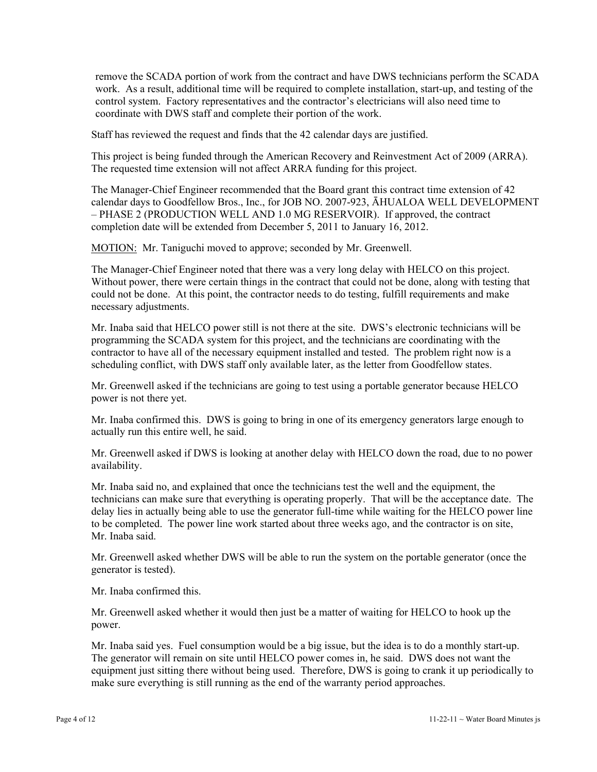remove the SCADA portion of work from the contract and have DWS technicians perform the SCADA work. As a result, additional time will be required to complete installation, start-up, and testing of the control system. Factory representatives and the contractor's electricians will also need time to coordinate with DWS staff and complete their portion of the work.

Staff has reviewed the request and finds that the 42 calendar days are justified.

This project is being funded through the American Recovery and Reinvestment Act of 2009 (ARRA). The requested time extension will not affect ARRA funding for this project.

The Manager-Chief Engineer recommended that the Board grant this contract time extension of 42 calendar days to Goodfellow Bros., Inc., for JOB NO. 2007-923, ĀHUALOA WELL DEVELOPMENT – PHASE 2 (PRODUCTION WELL AND 1.0 MG RESERVOIR). If approved, the contract completion date will be extended from December 5, 2011 to January 16, 2012.

MOTION: Mr. Taniguchi moved to approve; seconded by Mr. Greenwell.

The Manager-Chief Engineer noted that there was a very long delay with HELCO on this project. Without power, there were certain things in the contract that could not be done, along with testing that could not be done. At this point, the contractor needs to do testing, fulfill requirements and make necessary adjustments.

Mr. Inaba said that HELCO power still is not there at the site. DWS's electronic technicians will be programming the SCADA system for this project, and the technicians are coordinating with the contractor to have all of the necessary equipment installed and tested. The problem right now is a scheduling conflict, with DWS staff only available later, as the letter from Goodfellow states.

Mr. Greenwell asked if the technicians are going to test using a portable generator because HELCO power is not there yet.

Mr. Inaba confirmed this. DWS is going to bring in one of its emergency generators large enough to actually run this entire well, he said.

Mr. Greenwell asked if DWS is looking at another delay with HELCO down the road, due to no power availability.

Mr. Inaba said no, and explained that once the technicians test the well and the equipment, the technicians can make sure that everything is operating properly. That will be the acceptance date. The delay lies in actually being able to use the generator full-time while waiting for the HELCO power line to be completed. The power line work started about three weeks ago, and the contractor is on site, Mr. Inaba said.

Mr. Greenwell asked whether DWS will be able to run the system on the portable generator (once the generator is tested).

Mr. Inaba confirmed this.

Mr. Greenwell asked whether it would then just be a matter of waiting for HELCO to hook up the power.

Mr. Inaba said yes. Fuel consumption would be a big issue, but the idea is to do a monthly start-up. The generator will remain on site until HELCO power comes in, he said. DWS does not want the equipment just sitting there without being used. Therefore, DWS is going to crank it up periodically to make sure everything is still running as the end of the warranty period approaches.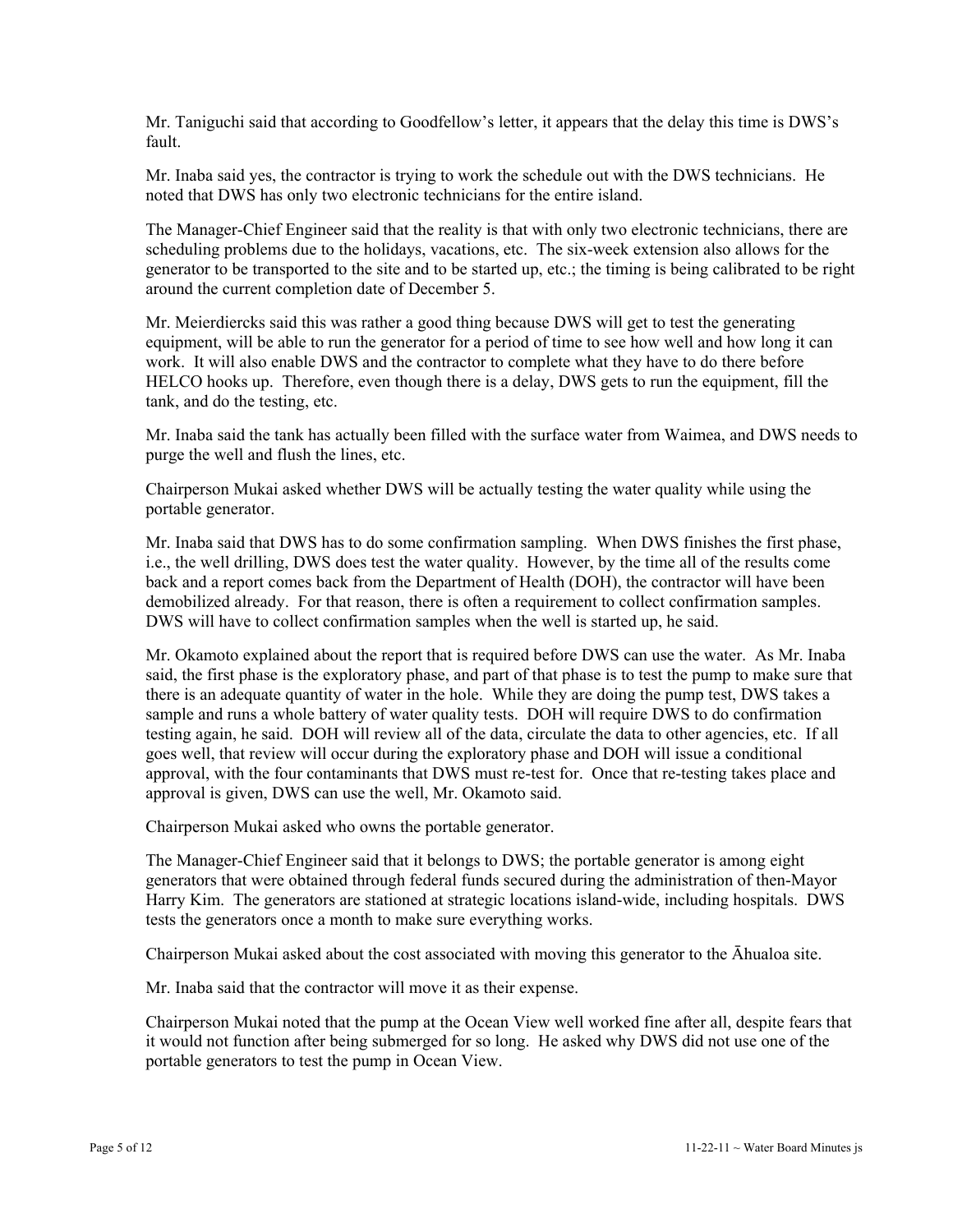Mr. Taniguchi said that according to Goodfellow's letter, it appears that the delay this time is DWS's fault.

Mr. Inaba said yes, the contractor is trying to work the schedule out with the DWS technicians. He noted that DWS has only two electronic technicians for the entire island.

The Manager-Chief Engineer said that the reality is that with only two electronic technicians, there are scheduling problems due to the holidays, vacations, etc. The six-week extension also allows for the generator to be transported to the site and to be started up, etc.; the timing is being calibrated to be right around the current completion date of December 5.

Mr. Meierdiercks said this was rather a good thing because DWS will get to test the generating equipment, will be able to run the generator for a period of time to see how well and how long it can work. It will also enable DWS and the contractor to complete what they have to do there before HELCO hooks up. Therefore, even though there is a delay, DWS gets to run the equipment, fill the tank, and do the testing, etc.

Mr. Inaba said the tank has actually been filled with the surface water from Waimea, and DWS needs to purge the well and flush the lines, etc.

Chairperson Mukai asked whether DWS will be actually testing the water quality while using the portable generator.

Mr. Inaba said that DWS has to do some confirmation sampling. When DWS finishes the first phase, i.e., the well drilling, DWS does test the water quality. However, by the time all of the results come back and a report comes back from the Department of Health (DOH), the contractor will have been demobilized already. For that reason, there is often a requirement to collect confirmation samples. DWS will have to collect confirmation samples when the well is started up, he said.

Mr. Okamoto explained about the report that is required before DWS can use the water. As Mr. Inaba said, the first phase is the exploratory phase, and part of that phase is to test the pump to make sure that there is an adequate quantity of water in the hole. While they are doing the pump test, DWS takes a sample and runs a whole battery of water quality tests. DOH will require DWS to do confirmation testing again, he said. DOH will review all of the data, circulate the data to other agencies, etc. If all goes well, that review will occur during the exploratory phase and DOH will issue a conditional approval, with the four contaminants that DWS must re-test for. Once that re-testing takes place and approval is given, DWS can use the well, Mr. Okamoto said.

Chairperson Mukai asked who owns the portable generator.

The Manager-Chief Engineer said that it belongs to DWS; the portable generator is among eight generators that were obtained through federal funds secured during the administration of then-Mayor Harry Kim. The generators are stationed at strategic locations island-wide, including hospitals. DWS tests the generators once a month to make sure everything works.

Chairperson Mukai asked about the cost associated with moving this generator to the Āhualoa site.

Mr. Inaba said that the contractor will move it as their expense.

Chairperson Mukai noted that the pump at the Ocean View well worked fine after all, despite fears that it would not function after being submerged for so long. He asked why DWS did not use one of the portable generators to test the pump in Ocean View.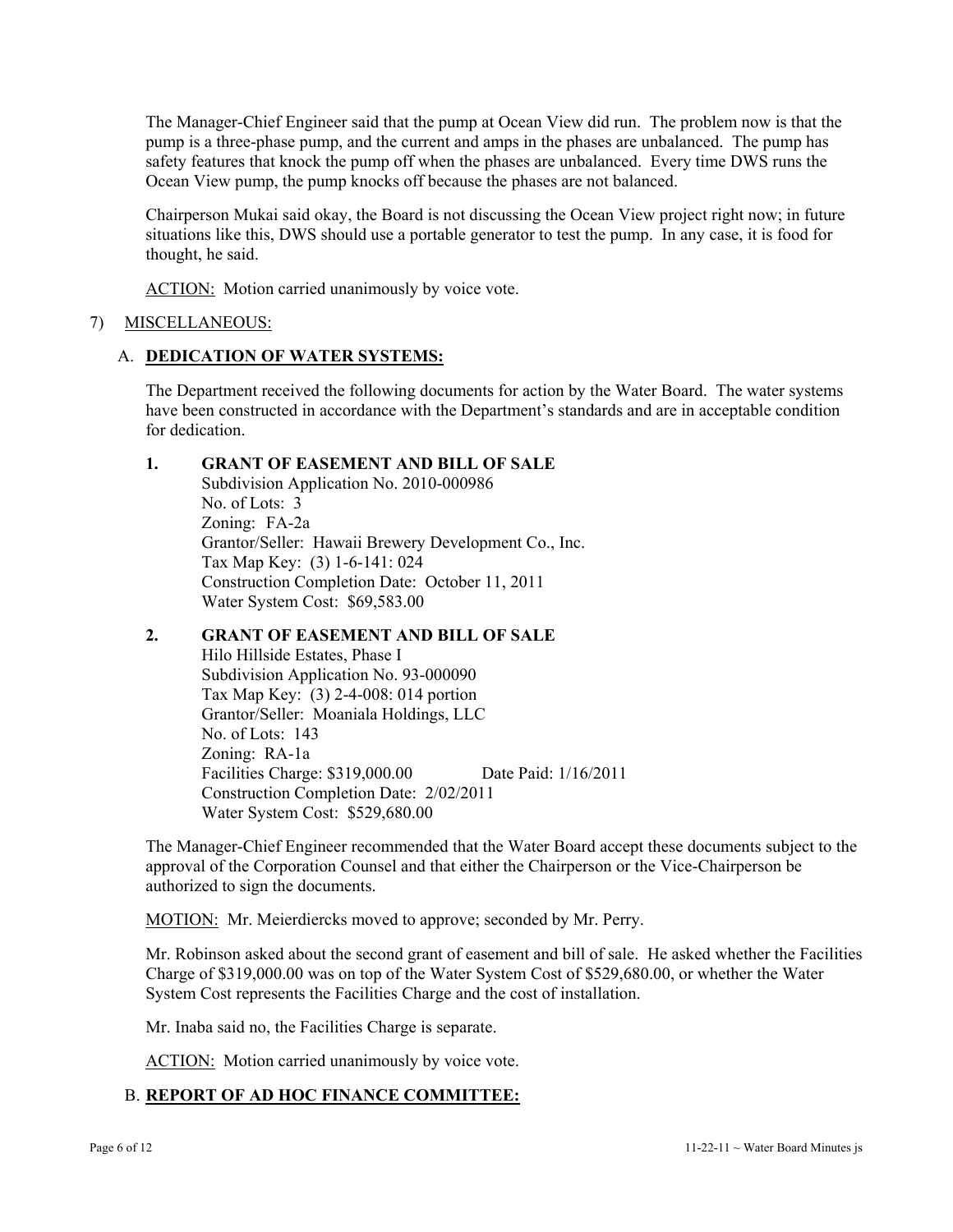The Manager-Chief Engineer said that the pump at Ocean View did run. The problem now is that the pump is a three-phase pump, and the current and amps in the phases are unbalanced. The pump has safety features that knock the pump off when the phases are unbalanced. Every time DWS runs the Ocean View pump, the pump knocks off because the phases are not balanced.

Chairperson Mukai said okay, the Board is not discussing the Ocean View project right now; in future situations like this, DWS should use a portable generator to test the pump. In any case, it is food for thought, he said.

ACTION: Motion carried unanimously by voice vote.

7) MISCELLANEOUS:

A. **DEDICATION OF WATER SYSTEMS:**

The Department received the following documents for action by the Water Board. The water systems have been constructed in accordance with the Department's standards and are in acceptable condition for dedication.

**1. GRANT OF EASEMENT AND BILL OF SALE**
Subdivision Application No. 2010-000986
No. of Lots: 3
Zoning: FA-2a
Grantor/Seller: Hawaii Brewery Development Co., Inc.
Tax Map Key: (3) 1-6-141: 024
Construction Completion Date: October 11, 2011
Water System Cost: $69,583.00

**2. GRANT OF EASEMENT AND BILL OF SALE**
Hilo Hillside Estates, Phase I
Subdivision Application No. 93-000090
Tax Map Key: (3) 2-4-008: 014 portion
Grantor/Seller: Moaniala Holdings, LLC
No. of Lots: 143
Zoning: RA-1a
Facilities Charge: $319,000.00 Date Paid: 1/16/2011
Construction Completion Date: 2/02/2011
Water System Cost: $529,680.00

The Manager-Chief Engineer recommended that the Water Board accept these documents subject to the approval of the Corporation Counsel and that either the Chairperson or the Vice-Chairperson be authorized to sign the documents.

MOTION: Mr. Meierdiercks moved to approve; seconded by Mr. Perry.

Mr. Robinson asked about the second grant of easement and bill of sale. He asked whether the Facilities Charge of $319,000.00 was on top of the Water System Cost of $529,680.00, or whether the Water System Cost represents the Facilities Charge and the cost of installation.

Mr. Inaba said no, the Facilities Charge is separate.

ACTION: Motion carried unanimously by voice vote.

B. **REPORT OF AD HOC FINANCE COMMITTEE:**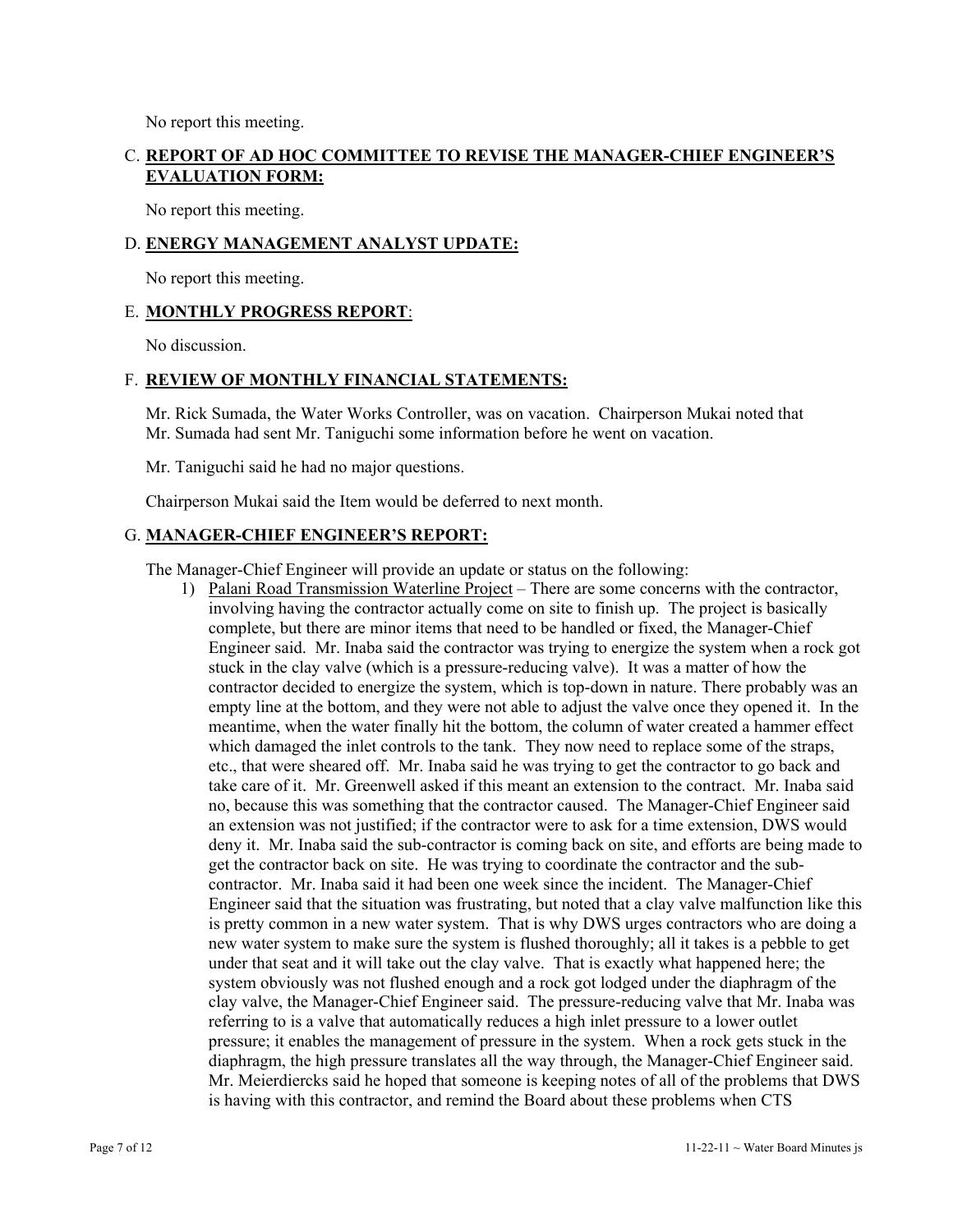No report this meeting.

C. **REPORT OF AD HOC COMMITTEE TO REVISE THE MANAGER-CHIEF ENGINEER'S EVALUATION FORM:**

No report this meeting.

D. **ENERGY MANAGEMENT ANALYST UPDATE:**

No report this meeting.

E. **MONTHLY PROGRESS REPORT**:

No discussion.

F. **REVIEW OF MONTHLY FINANCIAL STATEMENTS:**

Mr. Rick Sumada, the Water Works Controller, was on vacation. Chairperson Mukai noted that Mr. Sumada had sent Mr. Taniguchi some information before he went on vacation.

Mr. Taniguchi said he had no major questions.

Chairperson Mukai said the Item would be deferred to next month.

G. **MANAGER-CHIEF ENGINEER'S REPORT:**

The Manager-Chief Engineer will provide an update or status on the following:

1) Palani Road Transmission Waterline Project – There are some concerns with the contractor, involving having the contractor actually come on site to finish up. The project is basically complete, but there are minor items that need to be handled or fixed, the Manager-Chief Engineer said. Mr. Inaba said the contractor was trying to energize the system when a rock got stuck in the clay valve (which is a pressure-reducing valve). It was a matter of how the contractor decided to energize the system, which is top-down in nature. There probably was an empty line at the bottom, and they were not able to adjust the valve once they opened it. In the meantime, when the water finally hit the bottom, the column of water created a hammer effect which damaged the inlet controls to the tank. They now need to replace some of the straps, etc., that were sheared off. Mr. Inaba said he was trying to get the contractor to go back and take care of it. Mr. Greenwell asked if this meant an extension to the contract. Mr. Inaba said no, because this was something that the contractor caused. The Manager-Chief Engineer said an extension was not justified; if the contractor were to ask for a time extension, DWS would deny it. Mr. Inaba said the sub-contractor is coming back on site, and efforts are being made to get the contractor back on site. He was trying to coordinate the contractor and the sub-contractor. Mr. Inaba said it had been one week since the incident. The Manager-Chief Engineer said that the situation was frustrating, but noted that a clay valve malfunction like this is pretty common in a new water system. That is why DWS urges contractors who are doing a new water system to make sure the system is flushed thoroughly; all it takes is a pebble to get under that seat and it will take out the clay valve. That is exactly what happened here; the system obviously was not flushed enough and a rock got lodged under the diaphragm of the clay valve, the Manager-Chief Engineer said. The pressure-reducing valve that Mr. Inaba was referring to is a valve that automatically reduces a high inlet pressure to a lower outlet pressure; it enables the management of pressure in the system. When a rock gets stuck in the diaphragm, the high pressure translates all the way through, the Manager-Chief Engineer said. Mr. Meierdiercks said he hoped that someone is keeping notes of all of the problems that DWS is having with this contractor, and remind the Board about these problems when CTS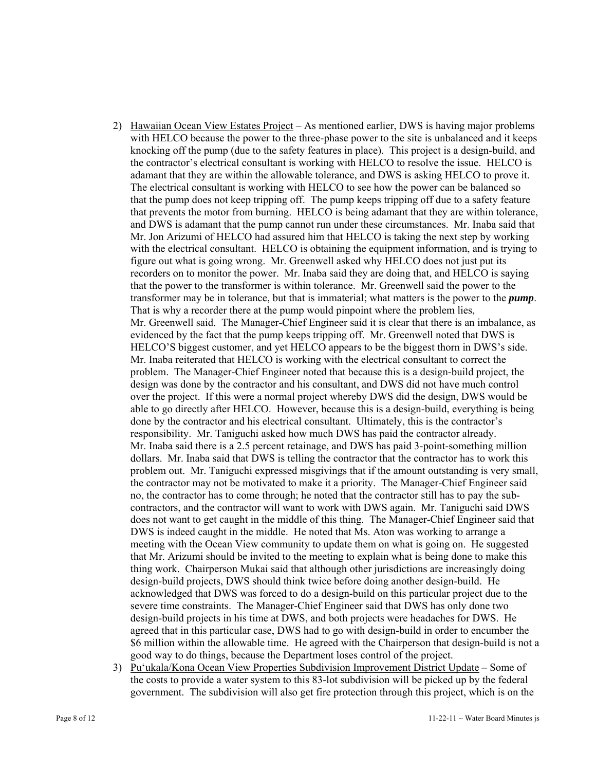2) Hawaiian Ocean View Estates Project – As mentioned earlier, DWS is having major problems with HELCO because the power to the three-phase power to the site is unbalanced and it keeps knocking off the pump (due to the safety features in place). This project is a design-build, and the contractor's electrical consultant is working with HELCO to resolve the issue. HELCO is adamant that they are within the allowable tolerance, and DWS is asking HELCO to prove it. The electrical consultant is working with HELCO to see how the power can be balanced so that the pump does not keep tripping off. The pump keeps tripping off due to a safety feature that prevents the motor from burning. HELCO is being adamant that they are within tolerance, and DWS is adamant that the pump cannot run under these circumstances. Mr. Inaba said that Mr. Jon Arizumi of HELCO had assured him that HELCO is taking the next step by working with the electrical consultant. HELCO is obtaining the equipment information, and is trying to figure out what is going wrong. Mr. Greenwell asked why HELCO does not just put its recorders on to monitor the power. Mr. Inaba said they are doing that, and HELCO is saying that the power to the transformer is within tolerance. Mr. Greenwell said the power to the transformer may be in tolerance, but that is immaterial; what matters is the power to the ***pump***. That is why a recorder there at the pump would pinpoint where the problem lies, Mr. Greenwell said. The Manager-Chief Engineer said it is clear that there is an imbalance, as evidenced by the fact that the pump keeps tripping off. Mr. Greenwell noted that DWS is HELCO'S biggest customer, and yet HELCO appears to be the biggest thorn in DWS's side. Mr. Inaba reiterated that HELCO is working with the electrical consultant to correct the problem. The Manager-Chief Engineer noted that because this is a design-build project, the design was done by the contractor and his consultant, and DWS did not have much control over the project. If this were a normal project whereby DWS did the design, DWS would be able to go directly after HELCO. However, because this is a design-build, everything is being done by the contractor and his electrical consultant. Ultimately, this is the contractor's responsibility. Mr. Taniguchi asked how much DWS has paid the contractor already. Mr. Inaba said there is a 2.5 percent retainage, and DWS has paid 3-point-something million dollars. Mr. Inaba said that DWS is telling the contractor that the contractor has to work this problem out. Mr. Taniguchi expressed misgivings that if the amount outstanding is very small, the contractor may not be motivated to make it a priority. The Manager-Chief Engineer said no, the contractor has to come through; he noted that the contractor still has to pay the sub-contractors, and the contractor will want to work with DWS again. Mr. Taniguchi said DWS does not want to get caught in the middle of this thing. The Manager-Chief Engineer said that DWS is indeed caught in the middle. He noted that Ms. Aton was working to arrange a meeting with the Ocean View community to update them on what is going on. He suggested that Mr. Arizumi should be invited to the meeting to explain what is being done to make this thing work. Chairperson Mukai said that although other jurisdictions are increasingly doing design-build projects, DWS should think twice before doing another design-build. He acknowledged that DWS was forced to do a design-build on this particular project due to the severe time constraints. The Manager-Chief Engineer said that DWS has only done two design-build projects in his time at DWS, and both projects were headaches for DWS. He agreed that in this particular case, DWS had to go with design-build in order to encumber the $6 million within the allowable time. He agreed with the Chairperson that design-build is not a good way to do things, because the Department loses control of the project.

3) Pu'ukala/Kona Ocean View Properties Subdivision Improvement District Update – Some of the costs to provide a water system to this 83-lot subdivision will be picked up by the federal government. The subdivision will also get fire protection through this project, which is on the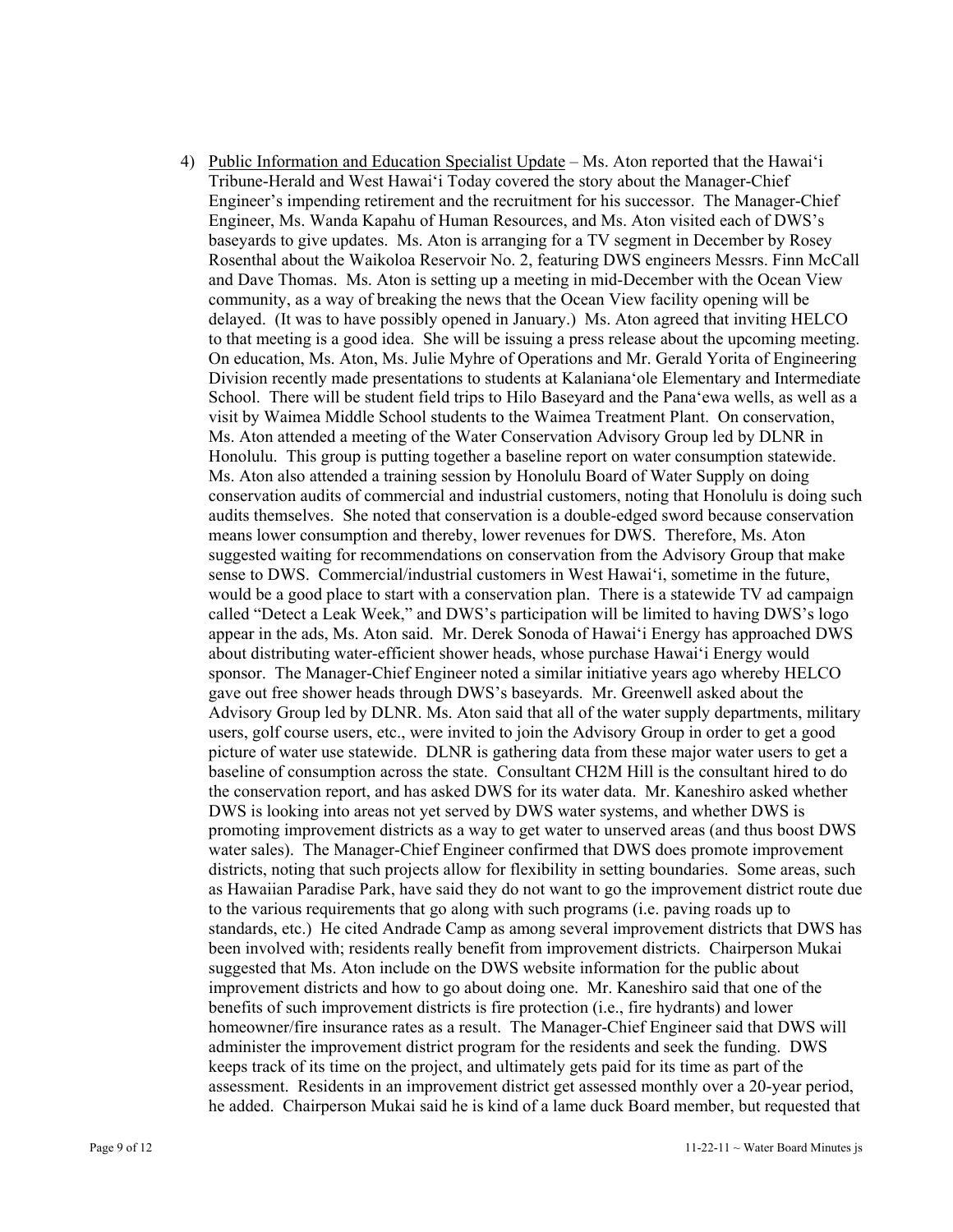4) Public Information and Education Specialist Update – Ms. Aton reported that the Hawai'i Tribune-Herald and West Hawai'i Today covered the story about the Manager-Chief Engineer's impending retirement and the recruitment for his successor. The Manager-Chief Engineer, Ms. Wanda Kapahu of Human Resources, and Ms. Aton visited each of DWS's baseyards to give updates. Ms. Aton is arranging for a TV segment in December by Rosey Rosenthal about the Waikoloa Reservoir No. 2, featuring DWS engineers Messrs. Finn McCall and Dave Thomas. Ms. Aton is setting up a meeting in mid-December with the Ocean View community, as a way of breaking the news that the Ocean View facility opening will be delayed. (It was to have possibly opened in January.) Ms. Aton agreed that inviting HELCO to that meeting is a good idea. She will be issuing a press release about the upcoming meeting. On education, Ms. Aton, Ms. Julie Myhre of Operations and Mr. Gerald Yorita of Engineering Division recently made presentations to students at Kalaniana'ole Elementary and Intermediate School. There will be student field trips to Hilo Baseyard and the Pana'ewa wells, as well as a visit by Waimea Middle School students to the Waimea Treatment Plant. On conservation, Ms. Aton attended a meeting of the Water Conservation Advisory Group led by DLNR in Honolulu. This group is putting together a baseline report on water consumption statewide. Ms. Aton also attended a training session by Honolulu Board of Water Supply on doing conservation audits of commercial and industrial customers, noting that Honolulu is doing such audits themselves. She noted that conservation is a double-edged sword because conservation means lower consumption and thereby, lower revenues for DWS. Therefore, Ms. Aton suggested waiting for recommendations on conservation from the Advisory Group that make sense to DWS. Commercial/industrial customers in West Hawai'i, sometime in the future, would be a good place to start with a conservation plan. There is a statewide TV ad campaign called "Detect a Leak Week," and DWS's participation will be limited to having DWS's logo appear in the ads, Ms. Aton said. Mr. Derek Sonoda of Hawai'i Energy has approached DWS about distributing water-efficient shower heads, whose purchase Hawai'i Energy would sponsor. The Manager-Chief Engineer noted a similar initiative years ago whereby HELCO gave out free shower heads through DWS's baseyards. Mr. Greenwell asked about the Advisory Group led by DLNR. Ms. Aton said that all of the water supply departments, military users, golf course users, etc., were invited to join the Advisory Group in order to get a good picture of water use statewide. DLNR is gathering data from these major water users to get a baseline of consumption across the state. Consultant CH2M Hill is the consultant hired to do the conservation report, and has asked DWS for its water data. Mr. Kaneshiro asked whether DWS is looking into areas not yet served by DWS water systems, and whether DWS is promoting improvement districts as a way to get water to unserved areas (and thus boost DWS water sales). The Manager-Chief Engineer confirmed that DWS does promote improvement districts, noting that such projects allow for flexibility in setting boundaries. Some areas, such as Hawaiian Paradise Park, have said they do not want to go the improvement district route due to the various requirements that go along with such programs (i.e. paving roads up to standards, etc.) He cited Andrade Camp as among several improvement districts that DWS has been involved with; residents really benefit from improvement districts. Chairperson Mukai suggested that Ms. Aton include on the DWS website information for the public about improvement districts and how to go about doing one. Mr. Kaneshiro said that one of the benefits of such improvement districts is fire protection (i.e., fire hydrants) and lower homeowner/fire insurance rates as a result. The Manager-Chief Engineer said that DWS will administer the improvement district program for the residents and seek the funding. DWS keeps track of its time on the project, and ultimately gets paid for its time as part of the assessment. Residents in an improvement district get assessed monthly over a 20-year period, he added. Chairperson Mukai said he is kind of a lame duck Board member, but requested that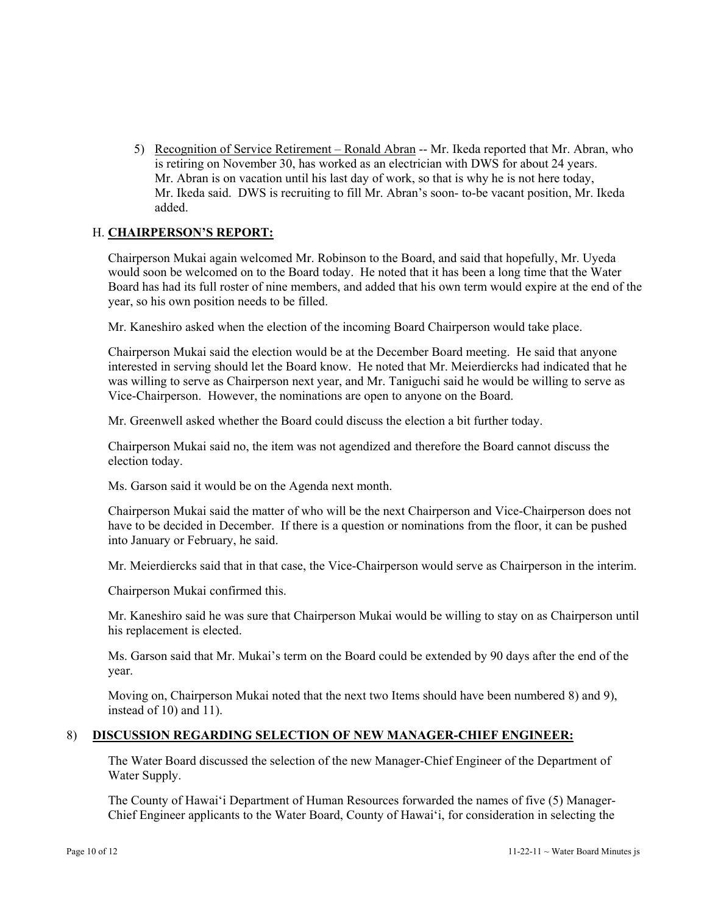5) <u>Recognition of Service Retirement – Ronald Abran</u> -- Mr. Ikeda reported that Mr. Abran, who is retiring on November 30, has worked as an electrician with DWS for about 24 years. Mr. Abran is on vacation until his last day of work, so that is why he is not here today, Mr. Ikeda said. DWS is recruiting to fill Mr. Abran's soon- to-be vacant position, Mr. Ikeda added.

## H. **<u>CHAIRPERSON'S REPORT:</u>**

Chairperson Mukai again welcomed Mr. Robinson to the Board, and said that hopefully, Mr. Uyeda would soon be welcomed on to the Board today. He noted that it has been a long time that the Water Board has had its full roster of nine members, and added that his own term would expire at the end of the year, so his own position needs to be filled.

Mr. Kaneshiro asked when the election of the incoming Board Chairperson would take place.

Chairperson Mukai said the election would be at the December Board meeting. He said that anyone interested in serving should let the Board know. He noted that Mr. Meierdiercks had indicated that he was willing to serve as Chairperson next year, and Mr. Taniguchi said he would be willing to serve as Vice-Chairperson. However, the nominations are open to anyone on the Board.

Mr. Greenwell asked whether the Board could discuss the election a bit further today.

Chairperson Mukai said no, the item was not agendized and therefore the Board cannot discuss the election today.

Ms. Garson said it would be on the Agenda next month.

Chairperson Mukai said the matter of who will be the next Chairperson and Vice-Chairperson does not have to be decided in December. If there is a question or nominations from the floor, it can be pushed into January or February, he said.

Mr. Meierdiercks said that in that case, the Vice-Chairperson would serve as Chairperson in the interim.

Chairperson Mukai confirmed this.

Mr. Kaneshiro said he was sure that Chairperson Mukai would be willing to stay on as Chairperson until his replacement is elected.

Ms. Garson said that Mr. Mukai's term on the Board could be extended by 90 days after the end of the year.

Moving on, Chairperson Mukai noted that the next two Items should have been numbered 8) and 9), instead of 10) and 11).

## 8) **<u>DISCUSSION REGARDING SELECTION OF NEW MANAGER-CHIEF ENGINEER:</u>**

The Water Board discussed the selection of the new Manager-Chief Engineer of the Department of Water Supply.

The County of Hawai‘i Department of Human Resources forwarded the names of five (5) Manager-Chief Engineer applicants to the Water Board, County of Hawai‘i, for consideration in selecting the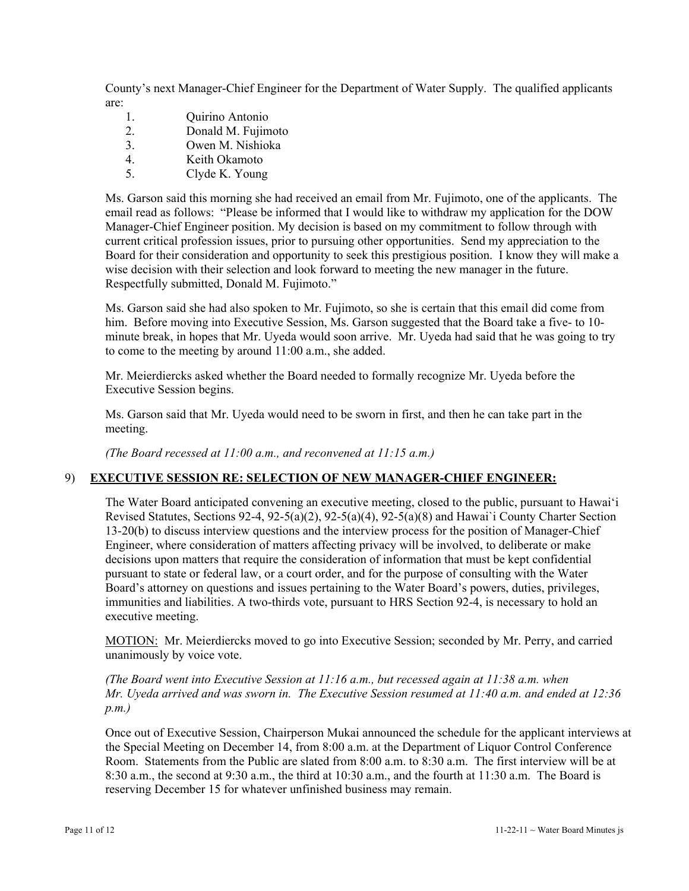County's next Manager-Chief Engineer for the Department of Water Supply. The qualified applicants are:

1. Quirino Antonio
2. Donald M. Fujimoto
3. Owen M. Nishioka
4. Keith Okamoto
5. Clyde K. Young

Ms. Garson said this morning she had received an email from Mr. Fujimoto, one of the applicants. The email read as follows: "Please be informed that I would like to withdraw my application for the DOW Manager-Chief Engineer position. My decision is based on my commitment to follow through with current critical profession issues, prior to pursuing other opportunities. Send my appreciation to the Board for their consideration and opportunity to seek this prestigious position. I know they will make a wise decision with their selection and look forward to meeting the new manager in the future. Respectfully submitted, Donald M. Fujimoto."

Ms. Garson said she had also spoken to Mr. Fujimoto, so she is certain that this email did come from him. Before moving into Executive Session, Ms. Garson suggested that the Board take a five- to 10-minute break, in hopes that Mr. Uyeda would soon arrive. Mr. Uyeda had said that he was going to try to come to the meeting by around 11:00 a.m., she added.

Mr. Meierdiercks asked whether the Board needed to formally recognize Mr. Uyeda before the Executive Session begins.

Ms. Garson said that Mr. Uyeda would need to be sworn in first, and then he can take part in the meeting.

*(The Board recessed at 11:00 a.m., and reconvened at 11:15 a.m.)*

9) **EXECUTIVE SESSION RE: SELECTION OF NEW MANAGER-CHIEF ENGINEER:**

The Water Board anticipated convening an executive meeting, closed to the public, pursuant to Hawai'i Revised Statutes, Sections 92-4, 92-5(a)(2), 92-5(a)(4), 92-5(a)(8) and Hawai`i County Charter Section 13-20(b) to discuss interview questions and the interview process for the position of Manager-Chief Engineer, where consideration of matters affecting privacy will be involved, to deliberate or make decisions upon matters that require the consideration of information that must be kept confidential pursuant to state or federal law, or a court order, and for the purpose of consulting with the Water Board's attorney on questions and issues pertaining to the Water Board's powers, duties, privileges, immunities and liabilities. A two-thirds vote, pursuant to HRS Section 92-4, is necessary to hold an executive meeting.

MOTION: Mr. Meierdiercks moved to go into Executive Session; seconded by Mr. Perry, and carried unanimously by voice vote.

*(The Board went into Executive Session at 11:16 a.m., but recessed again at 11:38 a.m. when Mr. Uyeda arrived and was sworn in. The Executive Session resumed at 11:40 a.m. and ended at 12:36 p.m.)*

Once out of Executive Session, Chairperson Mukai announced the schedule for the applicant interviews at the Special Meeting on December 14, from 8:00 a.m. at the Department of Liquor Control Conference Room. Statements from the Public are slated from 8:00 a.m. to 8:30 a.m. The first interview will be at 8:30 a.m., the second at 9:30 a.m., the third at 10:30 a.m., and the fourth at 11:30 a.m. The Board is reserving December 15 for whatever unfinished business may remain.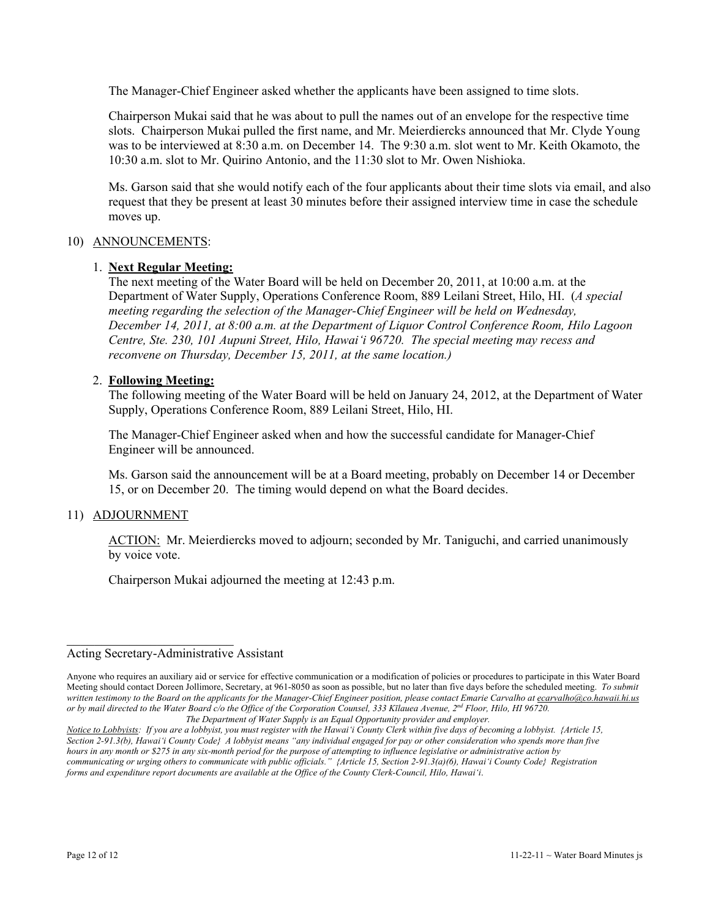The Manager-Chief Engineer asked whether the applicants have been assigned to time slots.

Chairperson Mukai said that he was about to pull the names out of an envelope for the respective time slots. Chairperson Mukai pulled the first name, and Mr. Meierdiercks announced that Mr. Clyde Young was to be interviewed at 8:30 a.m. on December 14. The 9:30 a.m. slot went to Mr. Keith Okamoto, the 10:30 a.m. slot to Mr. Quirino Antonio, and the 11:30 slot to Mr. Owen Nishioka.

Ms. Garson said that she would notify each of the four applicants about their time slots via email, and also request that they be present at least 30 minutes before their assigned interview time in case the schedule moves up.

10) ANNOUNCEMENTS:

1. **Next Regular Meeting:**
   The next meeting of the Water Board will be held on December 20, 2011, at 10:00 a.m. at the Department of Water Supply, Operations Conference Room, 889 Leilani Street, Hilo, HI. (*A special meeting regarding the selection of the Manager-Chief Engineer will be held on Wednesday, December 14, 2011, at 8:00 a.m. at the Department of Liquor Control Conference Room, Hilo Lagoon Centre, Ste. 230, 101 Aupuni Street, Hilo, Hawai'i 96720. The special meeting may recess and reconvene on Thursday, December 15, 2011, at the same location.)*

2. **Following Meeting:**
   The following meeting of the Water Board will be held on January 24, 2012, at the Department of Water Supply, Operations Conference Room, 889 Leilani Street, Hilo, HI.

   The Manager-Chief Engineer asked when and how the successful candidate for Manager-Chief Engineer will be announced.

   Ms. Garson said the announcement will be at a Board meeting, probably on December 14 or December 15, or on December 20. The timing would depend on what the Board decides.

11) ADJOURNMENT

ACTION: Mr. Meierdiercks moved to adjourn; seconded by Mr. Taniguchi, and carried unanimously by voice vote.

Chairperson Mukai adjourned the meeting at 12:43 p.m.

\_\_\_\_\_\_\_\_\_\_\_\_\_\_\_\_\_\_\_\_\_\_\_\_\_\_\_\_

Acting Secretary-Administrative Assistant

Anyone who requires an auxiliary aid or service for effective communication or a modification of policies or procedures to participate in this Water Board Meeting should contact Doreen Jollimore, Secretary, at 961-8050 as soon as possible, but no later than five days before the scheduled meeting. *To submit written testimony to the Board on the applicants for the Manager-Chief Engineer position, please contact Emarie Carvalho at ecarvalho@co.hawaii.hi.us or by mail directed to the Water Board c/o the Office of the Corporation Counsel, 333 Kīlauea Avenue, 2nd Floor, Hilo, HI 96720.*

*The Department of Water Supply is an Equal Opportunity provider and employer.*

*Notice to Lobbyists: If you are a lobbyist, you must register with the Hawai'i County Clerk within five days of becoming a lobbyist. {Article 15, Section 2-91.3(b), Hawai'i County Code} A lobbyist means "any individual engaged for pay or other consideration who spends more than five hours in any month or $275 in any six-month period for the purpose of attempting to influence legislative or administrative action by communicating or urging others to communicate with public officials." {Article 15, Section 2-91.3(a)(6), Hawai'i County Code} Registration forms and expenditure report documents are available at the Office of the County Clerk-Council, Hilo, Hawai'i.*